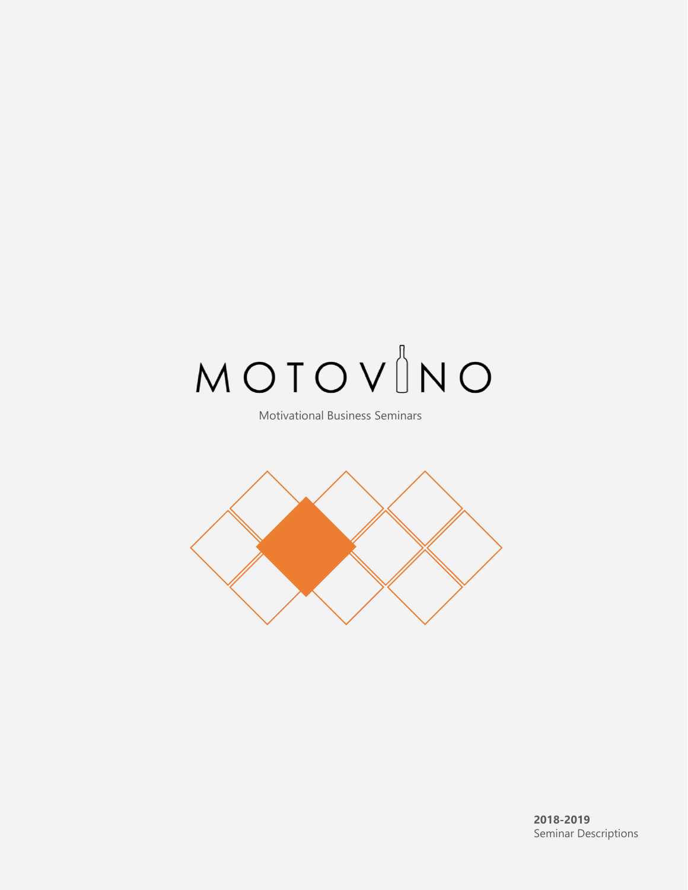# MOTOVINO

Motivational Business Seminars

**2018-2019**
Seminar Descriptions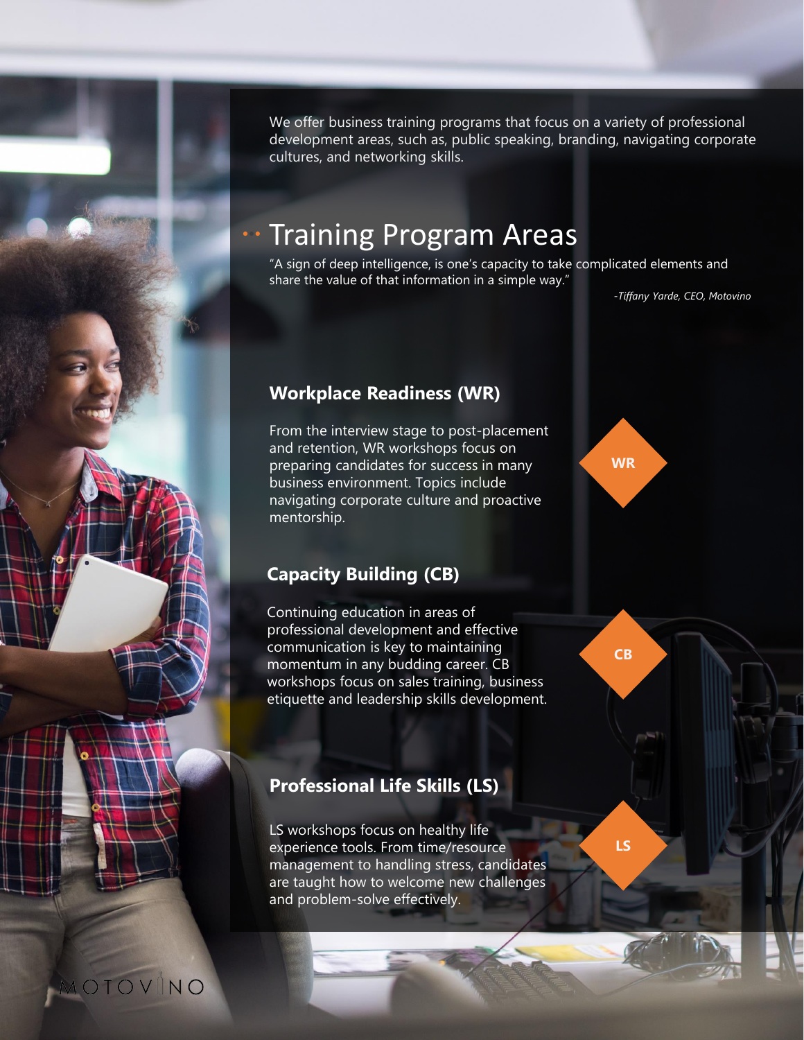We offer business training programs that focus on a variety of professional development areas, such as, public speaking, branding, navigating corporate cultures, and networking skills.

## Training Program Areas

"A sign of deep intelligence, is one's capacity to take complicated elements and share the value of that information in a simple way."

*-Tiffany Yarde, CEO, Motovino*

### Workplace Readiness (WR)

From the interview stage to post-placement and retention, WR workshops focus on preparing candidates for success in many business environment. Topics include navigating corporate culture and proactive mentorship.

WR

### Capacity Building (CB)

Continuing education in areas of professional development and effective communication is key to maintaining momentum in any budding career. CB workshops focus on sales training, business etiquette and leadership skills development.

CB

### Professional Life Skills (LS)

LS workshops focus on healthy life experience tools. From time/resource management to handling stress, candidates are taught how to welcome new challenges and problem-solve effectively.

LS

MOTOVINO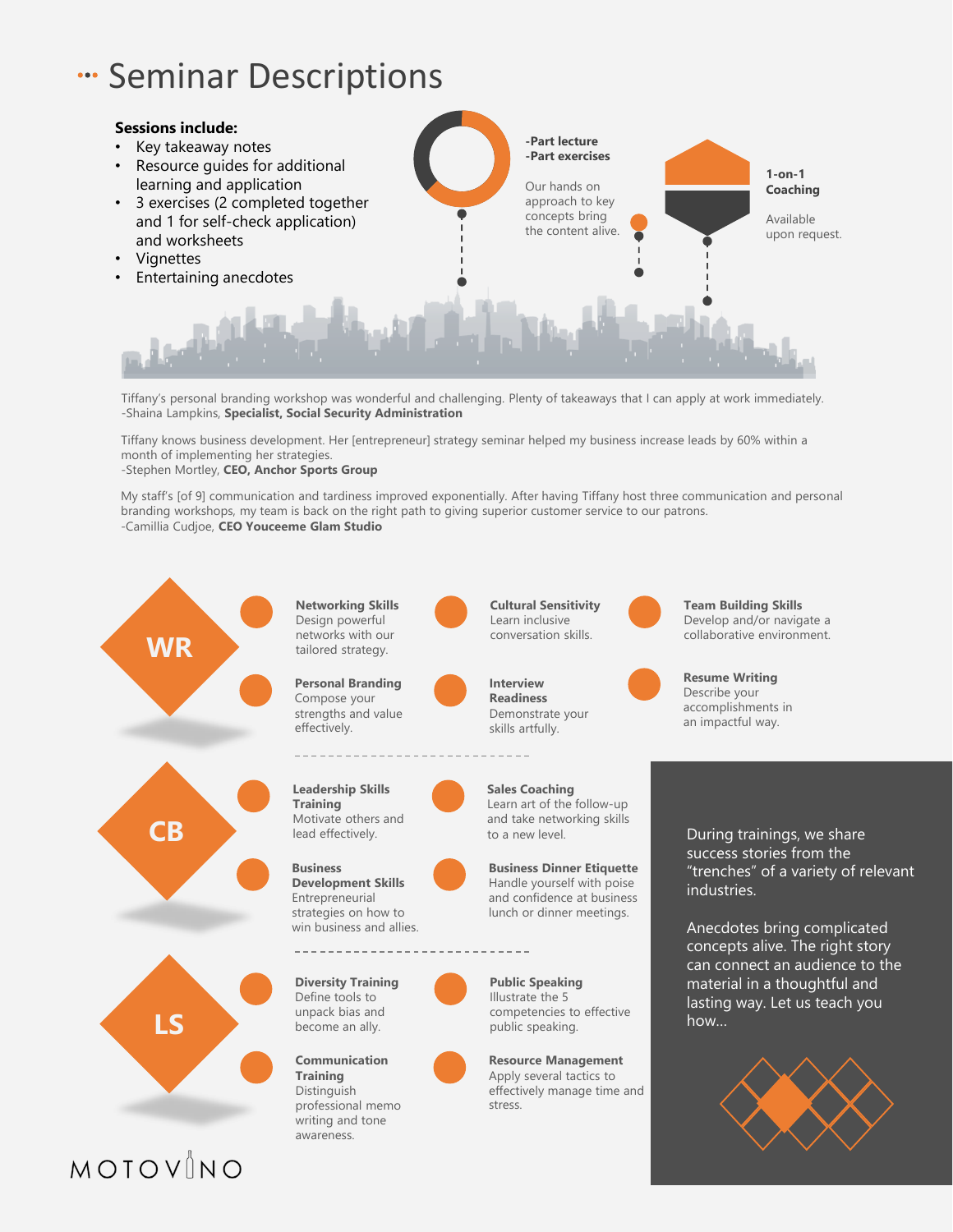# Seminar Descriptions

**Sessions include:**

- Key takeaway notes
- Resource guides for additional learning and application
- 3 exercises (2 completed together and 1 for self-check application) and worksheets
- Vignettes
- Entertaining anecdotes

**-Part lecture**
**-Part exercises**

Our hands on approach to key concepts bring the content alive.

**1-on-1 Coaching**

Available upon request.

Tiffany's personal branding workshop was wonderful and challenging. Plenty of takeaways that I can apply at work immediately.
-Shaina Lampkins, **Specialist, Social Security Administration**

Tiffany knows business development. Her [entrepreneur] strategy seminar helped my business increase leads by 60% within a month of implementing her strategies.
-Stephen Mortley, **CEO, Anchor Sports Group**

My staff's [of 9] communication and tardiness improved exponentially. After having Tiffany host three communication and personal branding workshops, my team is back on the right path to giving superior customer service to our patrons.
-Camillia Cudjoe, **CEO Youceeme Glam Studio**

## WR

**Networking Skills**
Design powerful networks with our tailored strategy.

**Cultural Sensitivity**
Learn inclusive conversation skills.

**Team Building Skills**
Develop and/or navigate a collaborative environment.

**Personal Branding**
Compose your strengths and value effectively.

**Interview Readiness**
Demonstrate your skills artfully.

**Resume Writing**
Describe your accomplishments in an impactful way.

## CB

**Leadership Skills Training**
Motivate others and lead effectively.

**Sales Coaching**
Learn art of the follow-up and take networking skills to a new level.

**Business Development Skills**
Entrepreneurial strategies on how to win business and allies.

**Business Dinner Etiquette**
Handle yourself with poise and confidence at business lunch or dinner meetings.

## LS

**Diversity Training**
Define tools to unpack bias and become an ally.

**Public Speaking**
Illustrate the 5 competencies to effective public speaking.

**Communication Training**
Distinguish professional memo writing and tone awareness.

**Resource Management**
Apply several tactics to effectively manage time and stress.

During trainings, we share success stories from the "trenches" of a variety of relevant industries.

Anecdotes bring complicated concepts alive. The right story can connect an audience to the material in a thoughtful and lasting way. Let us teach you how...

MOTOVINO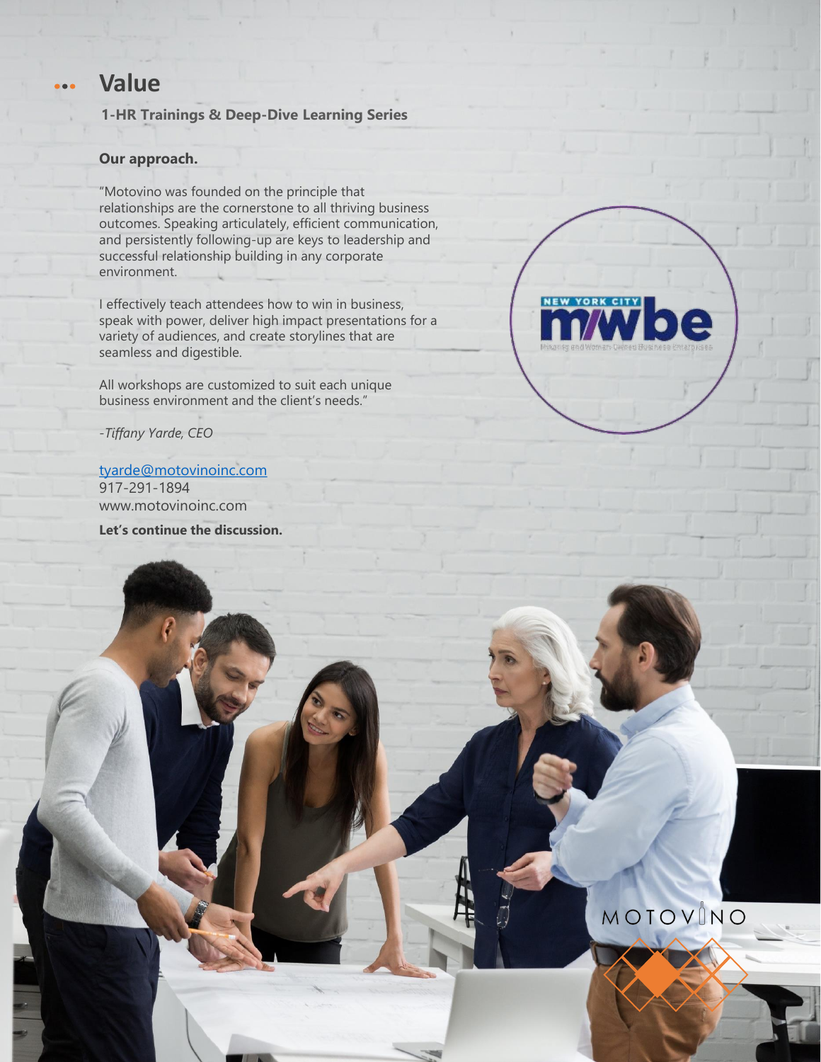# Value

**1-HR Trainings & Deep-Dive Learning Series**

**Our approach.**

"Motovino was founded on the principle that relationships are the cornerstone to all thriving business outcomes. Speaking articulately, efficient communication, and persistently following-up are keys to leadership and successful relationship building in any corporate environment.

I effectively teach attendees how to win in business, speak with power, deliver high impact presentations for a variety of audiences, and create storylines that are seamless and digestible.

All workshops are customized to suit each unique business environment and the client's needs."

*-Tiffany Yarde, CEO*

tyarde@motovinoinc.com
917-291-1894
www.motovinoinc.com

**Let's continue the discussion.**

NEW YORK CITY mwbe

Minority and Women-Owned Business Enterprises

MOTOVINO